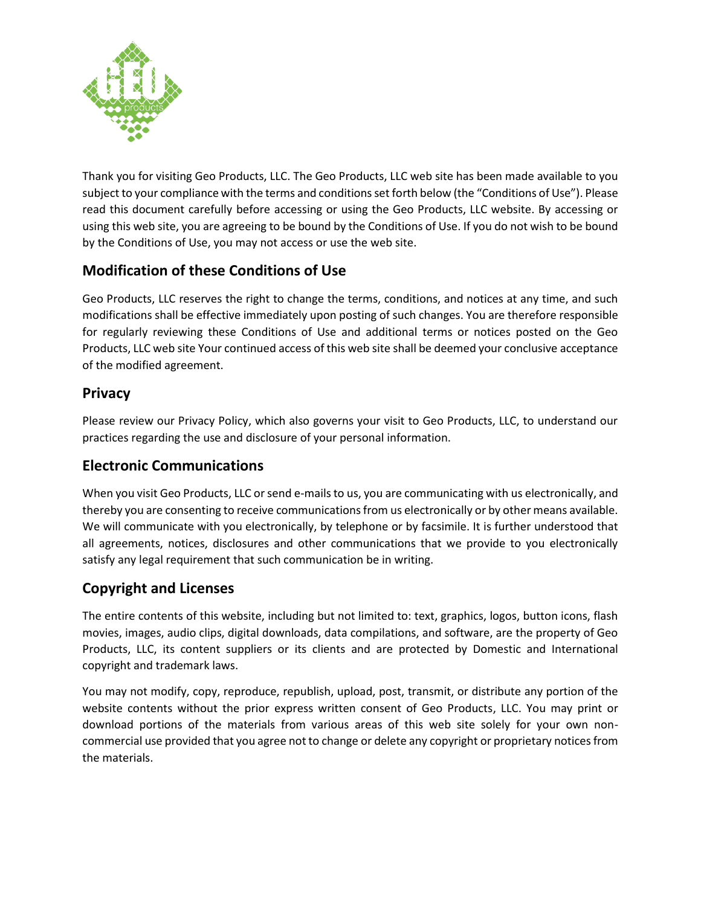Thank you for visiting Geo Products, LLC. The Geo Products, LLC web site has been made available to you subject to your compliance with the terms and conditions set forth below (the "Conditions of Use"). Please read this document carefully before accessing or using the Geo Products, LLC website. By accessing or using this web site, you are agreeing to be bound by the Conditions of Use. If you do not wish to be bound by the Conditions of Use, you may not access or use the web site.

## Modification of these Conditions of Use

Geo Products, LLC reserves the right to change the terms, conditions, and notices at any time, and such modifications shall be effective immediately upon posting of such changes. You are therefore responsible for regularly reviewing these Conditions of Use and additional terms or notices posted on the Geo Products, LLC web site Your continued access of this web site shall be deemed your conclusive acceptance of the modified agreement.

## Privacy

Please review our Privacy Policy, which also governs your visit to Geo Products, LLC, to understand our practices regarding the use and disclosure of your personal information.

## Electronic Communications

When you visit Geo Products, LLC or send e-mails to us, you are communicating with us electronically, and thereby you are consenting to receive communications from us electronically or by other means available. We will communicate with you electronically, by telephone or by facsimile. It is further understood that all agreements, notices, disclosures and other communications that we provide to you electronically satisfy any legal requirement that such communication be in writing.

## Copyright and Licenses

The entire contents of this website, including but not limited to: text, graphics, logos, button icons, flash movies, images, audio clips, digital downloads, data compilations, and software, are the property of Geo Products, LLC, its content suppliers or its clients and are protected by Domestic and International copyright and trademark laws.

You may not modify, copy, reproduce, republish, upload, post, transmit, or distribute any portion of the website contents without the prior express written consent of Geo Products, LLC. You may print or download portions of the materials from various areas of this web site solely for your own non-commercial use provided that you agree not to change or delete any copyright or proprietary notices from the materials.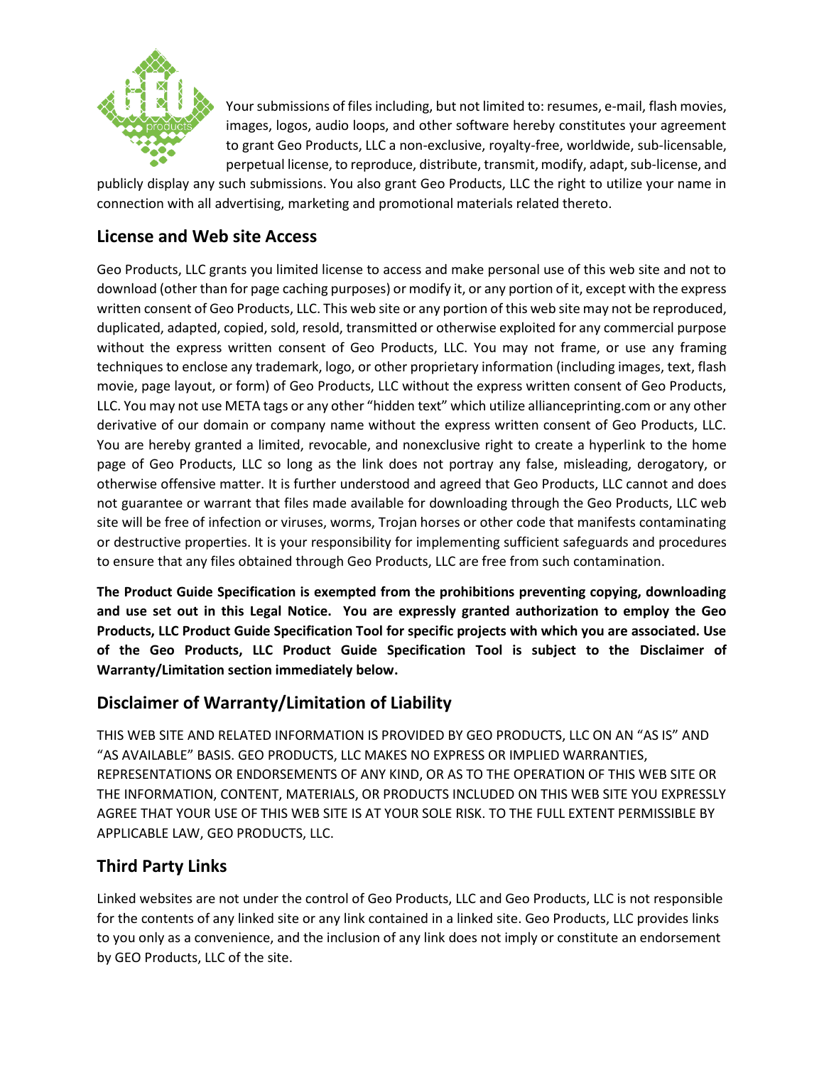Your submissions of files including, but not limited to: resumes, e-mail, flash movies, images, logos, audio loops, and other software hereby constitutes your agreement to grant Geo Products, LLC a non-exclusive, royalty-free, worldwide, sub-licensable, perpetual license, to reproduce, distribute, transmit, modify, adapt, sub-license, and publicly display any such submissions. You also grant Geo Products, LLC the right to utilize your name in connection with all advertising, marketing and promotional materials related thereto.

## License and Web site Access

Geo Products, LLC grants you limited license to access and make personal use of this web site and not to download (other than for page caching purposes) or modify it, or any portion of it, except with the express written consent of Geo Products, LLC. This web site or any portion of this web site may not be reproduced, duplicated, adapted, copied, sold, resold, transmitted or otherwise exploited for any commercial purpose without the express written consent of Geo Products, LLC. You may not frame, or use any framing techniques to enclose any trademark, logo, or other proprietary information (including images, text, flash movie, page layout, or form) of Geo Products, LLC without the express written consent of Geo Products, LLC. You may not use META tags or any other "hidden text" which utilize allianceprinting.com or any other derivative of our domain or company name without the express written consent of Geo Products, LLC. You are hereby granted a limited, revocable, and nonexclusive right to create a hyperlink to the home page of Geo Products, LLC so long as the link does not portray any false, misleading, derogatory, or otherwise offensive matter. It is further understood and agreed that Geo Products, LLC cannot and does not guarantee or warrant that files made available for downloading through the Geo Products, LLC web site will be free of infection or viruses, worms, Trojan horses or other code that manifests contaminating or destructive properties. It is your responsibility for implementing sufficient safeguards and procedures to ensure that any files obtained through Geo Products, LLC are free from such contamination.

**The Product Guide Specification is exempted from the prohibitions preventing copying, downloading and use set out in this Legal Notice. You are expressly granted authorization to employ the Geo Products, LLC Product Guide Specification Tool for specific projects with which you are associated. Use of the Geo Products, LLC Product Guide Specification Tool is subject to the Disclaimer of Warranty/Limitation section immediately below.**

## Disclaimer of Warranty/Limitation of Liability

THIS WEB SITE AND RELATED INFORMATION IS PROVIDED BY GEO PRODUCTS, LLC ON AN "AS IS" AND "AS AVAILABLE" BASIS. GEO PRODUCTS, LLC MAKES NO EXPRESS OR IMPLIED WARRANTIES, REPRESENTATIONS OR ENDORSEMENTS OF ANY KIND, OR AS TO THE OPERATION OF THIS WEB SITE OR THE INFORMATION, CONTENT, MATERIALS, OR PRODUCTS INCLUDED ON THIS WEB SITE YOU EXPRESSLY AGREE THAT YOUR USE OF THIS WEB SITE IS AT YOUR SOLE RISK. TO THE FULL EXTENT PERMISSIBLE BY APPLICABLE LAW, GEO PRODUCTS, LLC.

## Third Party Links

Linked websites are not under the control of Geo Products, LLC and Geo Products, LLC is not responsible for the contents of any linked site or any link contained in a linked site. Geo Products, LLC provides links to you only as a convenience, and the inclusion of any link does not imply or constitute an endorsement by GEO Products, LLC of the site.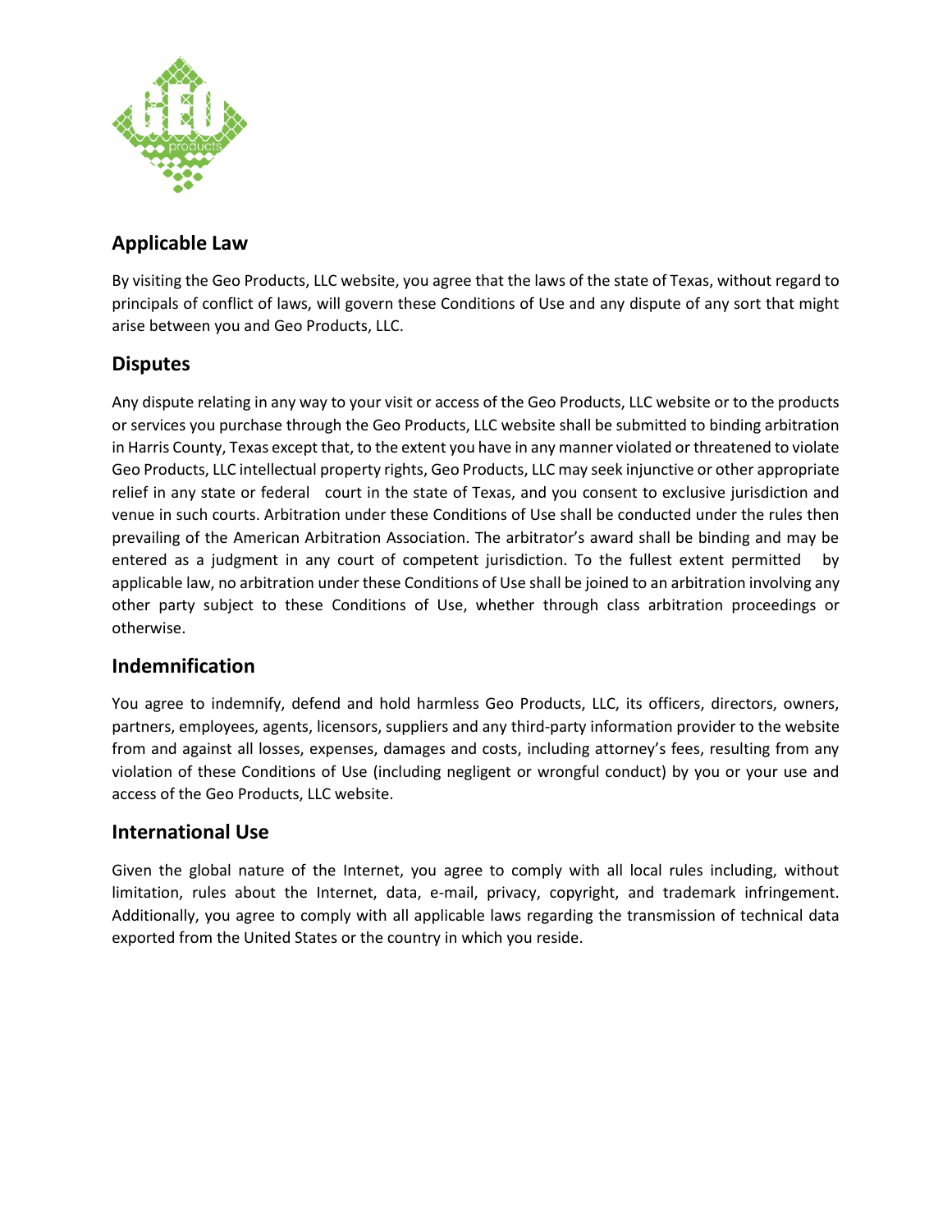## Applicable Law

By visiting the Geo Products, LLC website, you agree that the laws of the state of Texas, without regard to principals of conflict of laws, will govern these Conditions of Use and any dispute of any sort that might arise between you and Geo Products, LLC.

## Disputes

Any dispute relating in any way to your visit or access of the Geo Products, LLC website or to the products or services you purchase through the Geo Products, LLC website shall be submitted to binding arbitration in Harris County, Texas except that, to the extent you have in any manner violated or threatened to violate Geo Products, LLC intellectual property rights, Geo Products, LLC may seek injunctive or other appropriate relief in any state or federal court in the state of Texas, and you consent to exclusive jurisdiction and venue in such courts. Arbitration under these Conditions of Use shall be conducted under the rules then prevailing of the American Arbitration Association. The arbitrator's award shall be binding and may be entered as a judgment in any court of competent jurisdiction. To the fullest extent permitted by applicable law, no arbitration under these Conditions of Use shall be joined to an arbitration involving any other party subject to these Conditions of Use, whether through class arbitration proceedings or otherwise.

## Indemnification

You agree to indemnify, defend and hold harmless Geo Products, LLC, its officers, directors, owners, partners, employees, agents, licensors, suppliers and any third-party information provider to the website from and against all losses, expenses, damages and costs, including attorney's fees, resulting from any violation of these Conditions of Use (including negligent or wrongful conduct) by you or your use and access of the Geo Products, LLC website.

## International Use

Given the global nature of the Internet, you agree to comply with all local rules including, without limitation, rules about the Internet, data, e-mail, privacy, copyright, and trademark infringement. Additionally, you agree to comply with all applicable laws regarding the transmission of technical data exported from the United States or the country in which you reside.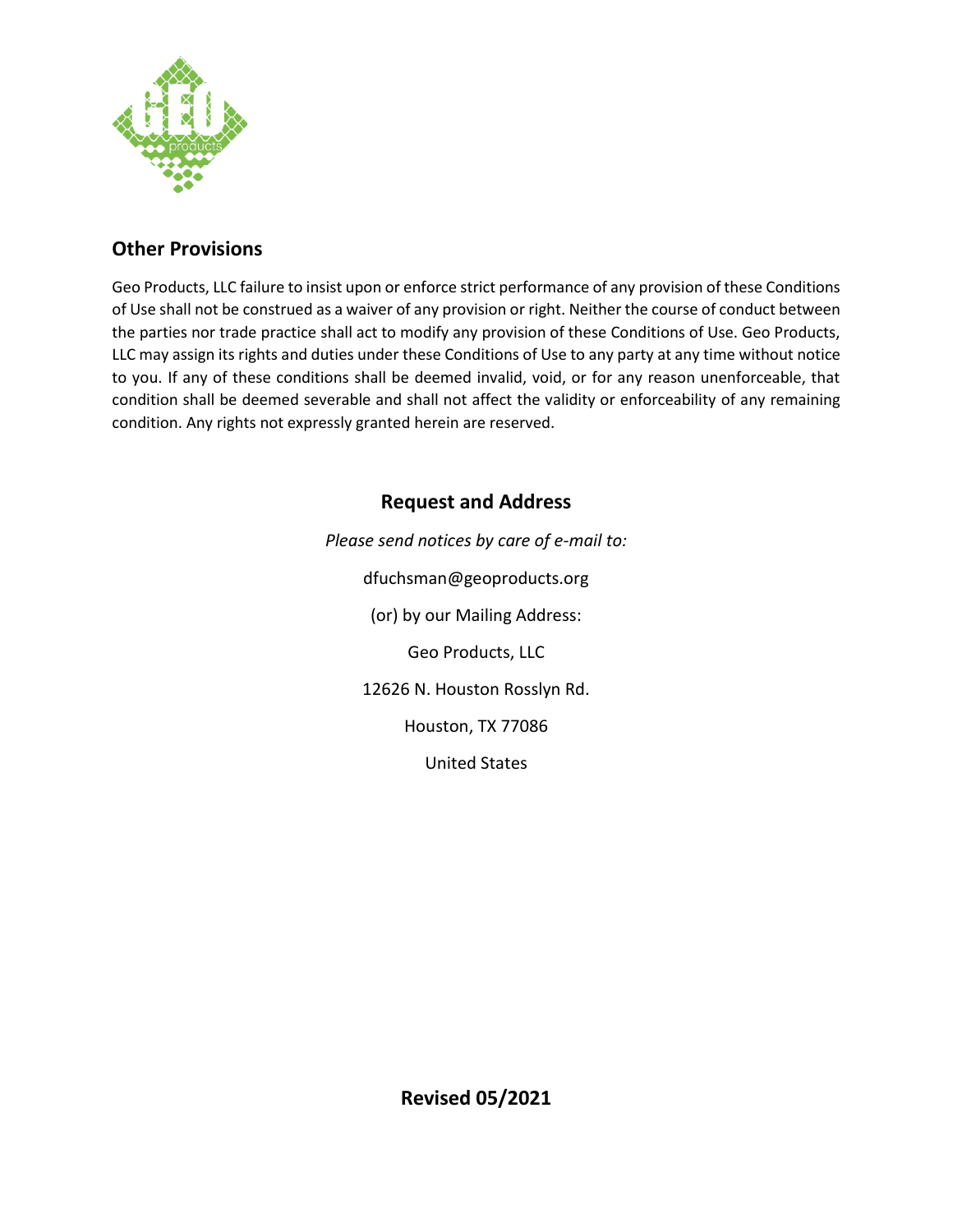## Other Provisions

Geo Products, LLC failure to insist upon or enforce strict performance of any provision of these Conditions of Use shall not be construed as a waiver of any provision or right. Neither the course of conduct between the parties nor trade practice shall act to modify any provision of these Conditions of Use. Geo Products, LLC may assign its rights and duties under these Conditions of Use to any party at any time without notice to you. If any of these conditions shall be deemed invalid, void, or for any reason unenforceable, that condition shall be deemed severable and shall not affect the validity or enforceability of any remaining condition. Any rights not expressly granted herein are reserved.

## Request and Address

*Please send notices by care of e-mail to:*

dfuchsman@geoproducts.org

(or) by our Mailing Address:

Geo Products, LLC

12626 N. Houston Rosslyn Rd.

Houston, TX 77086

United States

**Revised 05/2021**